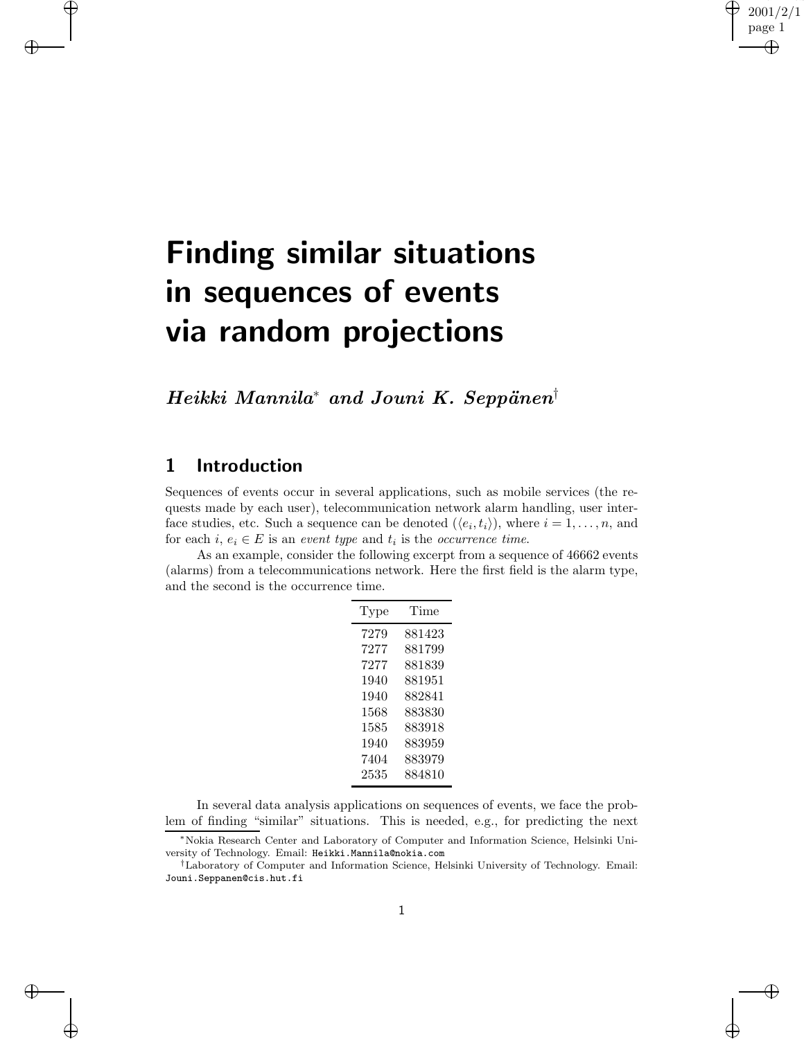# Finding similar situations in sequences of events via random projections

***Heikki Mannila*** [*] ***and Jouni K. Seppänen*** [†]

## 1 Introduction

Sequences of events occur in several applications, such as mobile services (the requests made by each user), telecommunication network alarm handling, user interface studies, etc. Such a sequence can be denoted $(\langle e_i, t_i \rangle)$, where $i = 1, \ldots, n$, and for each $i$, $e_i \in E$ is an *event type* and $t_i$ is the *occurrence time*.

As an example, consider the following excerpt from a sequence of 46662 events (alarms) from a telecommunications network. Here the first field is the alarm type, and the second is the occurrence time.

| Type | Time |
|---|---|
| 7279 | 881423 |
| 7277 | 881799 |
| 7277 | 881839 |
| 1940 | 881951 |
| 1940 | 882841 |
| 1568 | 883830 |
| 1585 | 883918 |
| 1940 | 883959 |
| 7404 | 883979 |
| 2535 | 884810 |

In several data analysis applications on sequences of events, we face the problem of finding "similar" situations. This is needed, e.g., for predicting the next

[*] Nokia Research Center and Laboratory of Computer and Information Science, Helsinki University of Technology. Email: Heikki.Mannila@nokia.com

[†] Laboratory of Computer and Information Science, Helsinki University of Technology. Email: Jouni.Seppanen@cis.hut.fi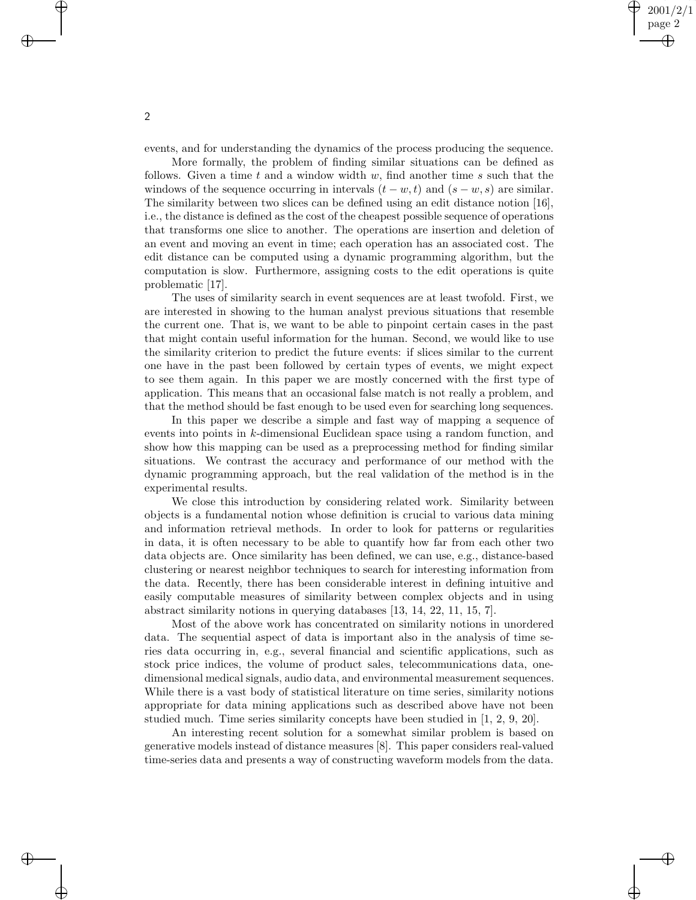events, and for understanding the dynamics of the process producing the sequence.

More formally, the problem of finding similar situations can be defined as follows. Given a time $t$ and a window width $w$, find another time $s$ such that the windows of the sequence occurring in intervals $(t - w, t)$ and $(s - w, s)$ are similar. The similarity between two slices can be defined using an edit distance notion [16], i.e., the distance is defined as the cost of the cheapest possible sequence of operations that transforms one slice to another. The operations are insertion and deletion of an event and moving an event in time; each operation has an associated cost. The edit distance can be computed using a dynamic programming algorithm, but the computation is slow. Furthermore, assigning costs to the edit operations is quite problematic [17].

The uses of similarity search in event sequences are at least twofold. First, we are interested in showing to the human analyst previous situations that resemble the current one. That is, we want to be able to pinpoint certain cases in the past that might contain useful information for the human. Second, we would like to use the similarity criterion to predict the future events: if slices similar to the current one have in the past been followed by certain types of events, we might expect to see them again. In this paper we are mostly concerned with the first type of application. This means that an occasional false match is not really a problem, and that the method should be fast enough to be used even for searching long sequences.

In this paper we describe a simple and fast way of mapping a sequence of events into points in $k$-dimensional Euclidean space using a random function, and show how this mapping can be used as a preprocessing method for finding similar situations. We contrast the accuracy and performance of our method with the dynamic programming approach, but the real validation of the method is in the experimental results.

We close this introduction by considering related work. Similarity between objects is a fundamental notion whose definition is crucial to various data mining and information retrieval methods. In order to look for patterns or regularities in data, it is often necessary to be able to quantify how far from each other two data objects are. Once similarity has been defined, we can use, e.g., distance-based clustering or nearest neighbor techniques to search for interesting information from the data. Recently, there has been considerable interest in defining intuitive and easily computable measures of similarity between complex objects and in using abstract similarity notions in querying databases [13, 14, 22, 11, 15, 7].

Most of the above work has concentrated on similarity notions in unordered data. The sequential aspect of data is important also in the analysis of time series data occurring in, e.g., several financial and scientific applications, such as stock price indices, the volume of product sales, telecommunications data, one-dimensional medical signals, audio data, and environmental measurement sequences. While there is a vast body of statistical literature on time series, similarity notions appropriate for data mining applications such as described above have not been studied much. Time series similarity concepts have been studied in [1, 2, 9, 20].

An interesting recent solution for a somewhat similar problem is based on generative models instead of distance measures [8]. This paper considers real-valued time-series data and presents a way of constructing waveform models from the data.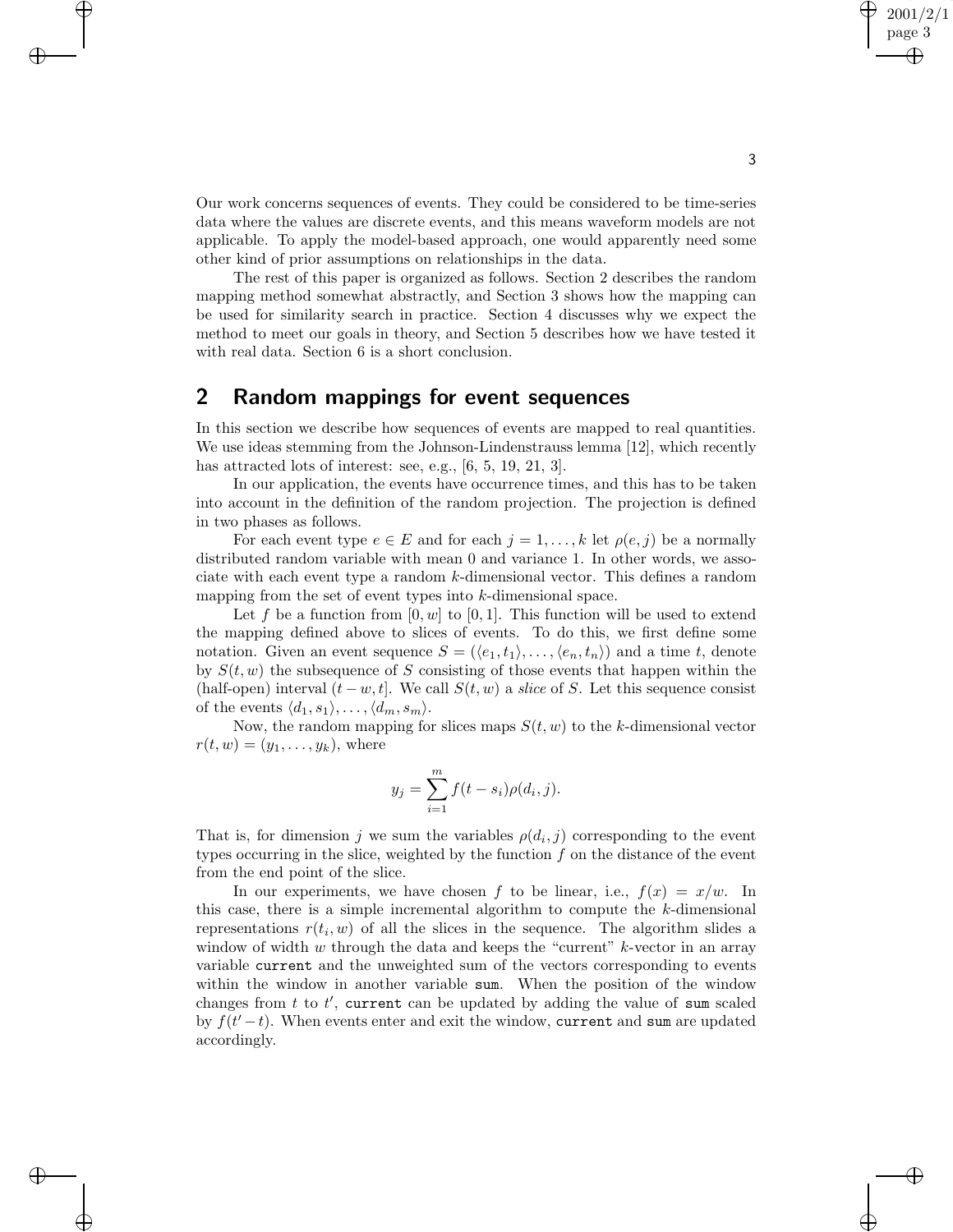Our work concerns sequences of events. They could be considered to be time-series data where the values are discrete events, and this means waveform models are not applicable. To apply the model-based approach, one would apparently need some other kind of prior assumptions on relationships in the data.

The rest of this paper is organized as follows. Section 2 describes the random mapping method somewhat abstractly, and Section 3 shows how the mapping can be used for similarity search in practice. Section 4 discusses why we expect the method to meet our goals in theory, and Section 5 describes how we have tested it with real data. Section 6 is a short conclusion.

## 2 Random mappings for event sequences

In this section we describe how sequences of events are mapped to real quantities. We use ideas stemming from the Johnson-Lindenstrauss lemma [12], which recently has attracted lots of interest: see, e.g., [6, 5, 19, 21, 3].

In our application, the events have occurrence times, and this has to be taken into account in the definition of the random projection. The projection is defined in two phases as follows.

For each event type $e \in E$ and for each $j = 1, \ldots, k$ let $\rho(e, j)$ be a normally distributed random variable with mean 0 and variance 1. In other words, we associate with each event type a random $k$-dimensional vector. This defines a random mapping from the set of event types into $k$-dimensional space.

Let $f$ be a function from $[0, w]$ to $[0, 1]$. This function will be used to extend the mapping defined above to slices of events. To do this, we first define some notation. Given an event sequence $S = (\langle e_1, t_1 \rangle, \ldots, \langle e_n, t_n \rangle)$ and a time $t$, denote by $S(t, w)$ the subsequence of $S$ consisting of those events that happen within the (half-open) interval $(t - w, t]$. We call $S(t, w)$ a *slice* of $S$. Let this sequence consist of the events $\langle d_1, s_1 \rangle, \ldots, \langle d_m, s_m \rangle$.

Now, the random mapping for slices maps $S(t, w)$ to the $k$-dimensional vector $r(t, w) = (y_1, \ldots, y_k)$, where

$$y_j = \sum_{i=1}^{m} f(t - s_i)\rho(d_i, j).$$

That is, for dimension $j$ we sum the variables $\rho(d_i, j)$ corresponding to the event types occurring in the slice, weighted by the function $f$ on the distance of the event from the end point of the slice.

In our experiments, we have chosen $f$ to be linear, i.e., $f(x) = x/w$. In this case, there is a simple incremental algorithm to compute the $k$-dimensional representations $r(t_i, w)$ of all the slices in the sequence. The algorithm slides a window of width $w$ through the data and keeps the "current" $k$-vector in an array variable `current` and the unweighted sum of the vectors corresponding to events within the window in another variable `sum`. When the position of the window changes from $t$ to $t'$, `current` can be updated by adding the value of `sum` scaled by $f(t' - t)$. When events enter and exit the window, `current` and `sum` are updated accordingly.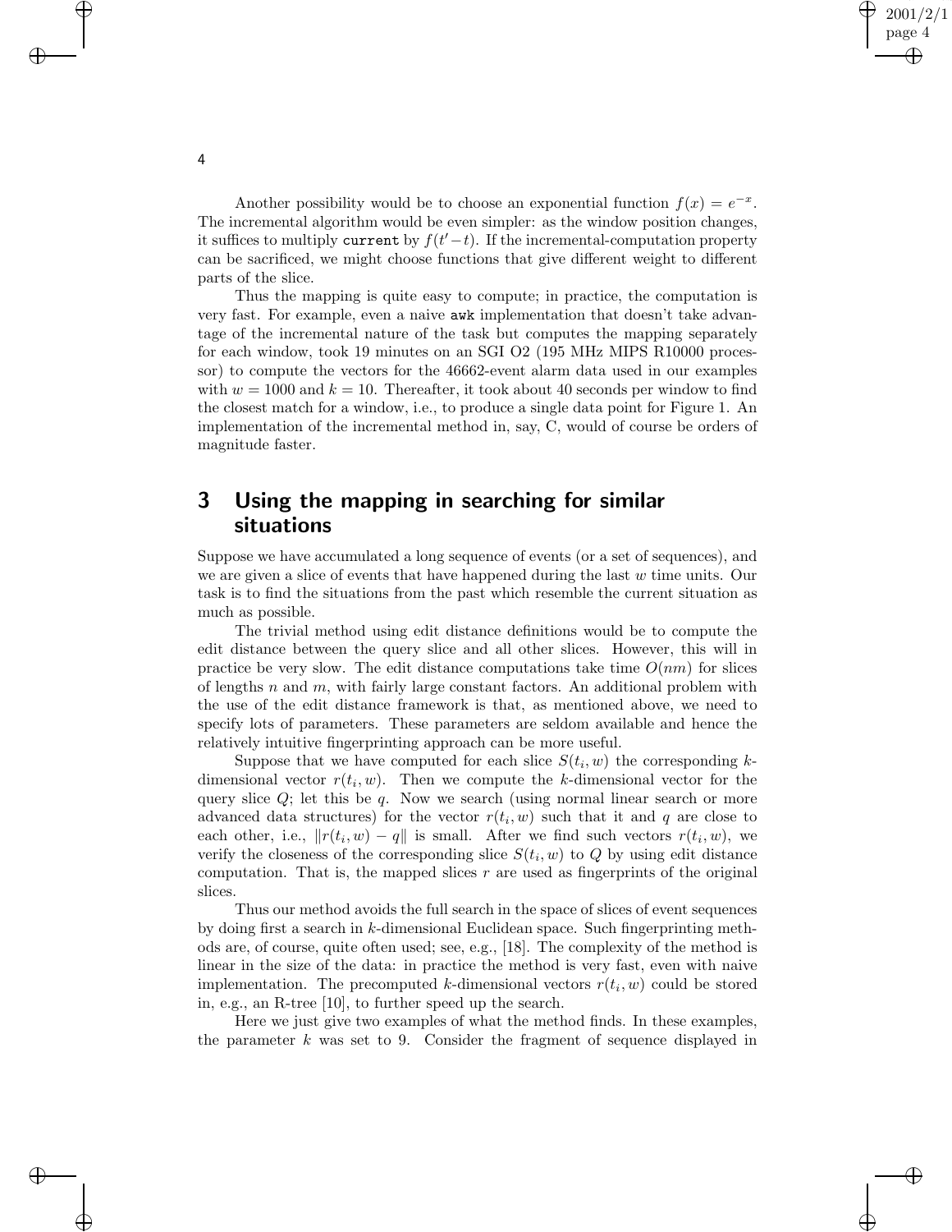Another possibility would be to choose an exponential function $f(x) = e^{-x}$. The incremental algorithm would be even simpler: as the window position changes, it suffices to multiply `current` by $f(t' - t)$. If the incremental-computation property can be sacrificed, we might choose functions that give different weight to different parts of the slice.

Thus the mapping is quite easy to compute; in practice, the computation is very fast. For example, even a naive `awk` implementation that doesn't take advantage of the incremental nature of the task but computes the mapping separately for each window, took 19 minutes on an SGI O2 (195 MHz MIPS R10000 processor) to compute the vectors for the 46662-event alarm data used in our examples with $w = 1000$ and $k = 10$. Thereafter, it took about 40 seconds per window to find the closest match for a window, i.e., to produce a single data point for Figure 1. An implementation of the incremental method in, say, C, would of course be orders of magnitude faster.

# 3 Using the mapping in searching for similar situations

Suppose we have accumulated a long sequence of events (or a set of sequences), and we are given a slice of events that have happened during the last $w$ time units. Our task is to find the situations from the past which resemble the current situation as much as possible.

The trivial method using edit distance definitions would be to compute the edit distance between the query slice and all other slices. However, this will in practice be very slow. The edit distance computations take time $O(nm)$ for slices of lengths $n$ and $m$, with fairly large constant factors. An additional problem with the use of the edit distance framework is that, as mentioned above, we need to specify lots of parameters. These parameters are seldom available and hence the relatively intuitive fingerprinting approach can be more useful.

Suppose that we have computed for each slice $S(t_i, w)$ the corresponding $k$-dimensional vector $r(t_i, w)$. Then we compute the $k$-dimensional vector for the query slice $Q$; let this be $q$. Now we search (using normal linear search or more advanced data structures) for the vector $r(t_i, w)$ such that it and $q$ are close to each other, i.e., $\|r(t_i, w) - q\|$ is small. After we find such vectors $r(t_i, w)$, we verify the closeness of the corresponding slice $S(t_i, w)$ to $Q$ by using edit distance computation. That is, the mapped slices $r$ are used as fingerprints of the original slices.

Thus our method avoids the full search in the space of slices of event sequences by doing first a search in $k$-dimensional Euclidean space. Such fingerprinting methods are, of course, quite often used; see, e.g., [18]. The complexity of the method is linear in the size of the data: in practice the method is very fast, even with naive implementation. The precomputed $k$-dimensional vectors $r(t_i, w)$ could be stored in, e.g., an R-tree [10], to further speed up the search.

Here we just give two examples of what the method finds. In these examples, the parameter $k$ was set to 9. Consider the fragment of sequence displayed in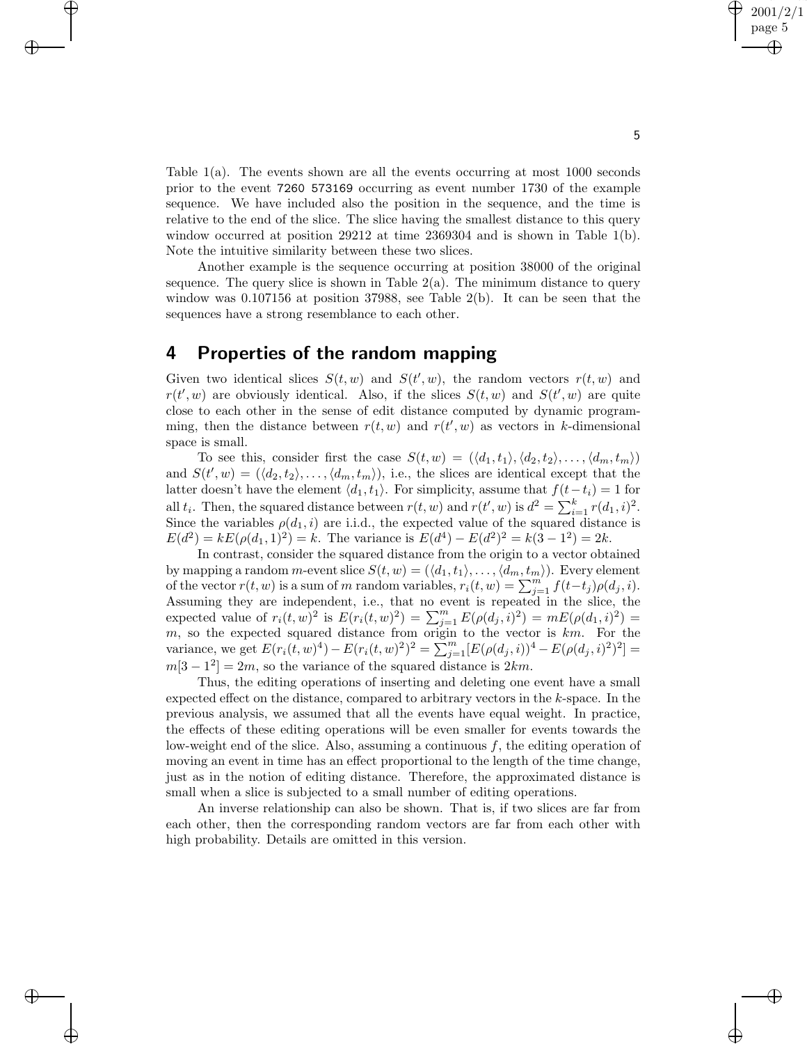Table 1(a). The events shown are all the events occurring at most 1000 seconds prior to the event `7260 573169` occurring as event number 1730 of the example sequence. We have included also the position in the sequence, and the time is relative to the end of the slice. The slice having the smallest distance to this query window occurred at position 29212 at time 2369304 and is shown in Table 1(b). Note the intuitive similarity between these two slices.

Another example is the sequence occurring at position 38000 of the original sequence. The query slice is shown in Table 2(a). The minimum distance to query window was 0.107156 at position 37988, see Table 2(b). It can be seen that the sequences have a strong resemblance to each other.

# 4 Properties of the random mapping

Given two identical slices $S(t, w)$ and $S(t', w)$, the random vectors $r(t, w)$ and $r(t', w)$ are obviously identical. Also, if the slices $S(t, w)$ and $S(t', w)$ are quite close to each other in the sense of edit distance computed by dynamic programming, then the distance between $r(t, w)$ and $r(t', w)$ as vectors in $k$-dimensional space is small.

To see this, consider first the case $S(t, w) = (\langle d_1, t_1 \rangle, \langle d_2, t_2 \rangle, \ldots, \langle d_m, t_m \rangle)$ and $S(t', w) = (\langle d_2, t_2 \rangle, \ldots, \langle d_m, t_m \rangle)$, i.e., the slices are identical except that the latter doesn't have the element $\langle d_1, t_1 \rangle$. For simplicity, assume that $f(t - t_i) = 1$ for all $t_i$. Then, the squared distance between $r(t, w)$ and $r(t', w)$ is $d^2 = \sum_{i=1}^{k} r(d_1, i)^2$. Since the variables $\rho(d_1, i)$ are i.i.d., the expected value of the squared distance is $E(d^2) = kE(\rho(d_1, 1)^2) = k$. The variance is $E(d^4) - E(d^2)^2 = k(3 - 1^2) = 2k$.

In contrast, consider the squared distance from the origin to a vector obtained by mapping a random $m$-event slice $S(t, w) = (\langle d_1, t_1 \rangle, \ldots, \langle d_m, t_m \rangle)$. Every element of the vector $r(t, w)$ is a sum of $m$ random variables, $r_i(t, w) = \sum_{j=1}^{m} f(t - t_j)\rho(d_j, i)$. Assuming they are independent, i.e., that no event is repeated in the slice, the expected value of $r_i(t, w)^2$ is $E(r_i(t, w)^2) = \sum_{j=1}^{m} E(\rho(d_j, i)^2) = mE(\rho(d_1, i)^2) = m$, so the expected squared distance from origin to the vector is $km$. For the variance, we get $E(r_i(t, w)^4) - E(r_i(t, w)^2)^2 = \sum_{j=1}^{m}[E(\rho(d_j, i))^4 - E(\rho(d_j, i)^2)^2] = m[3 - 1^2] = 2m$, so the variance of the squared distance is $2km$.

Thus, the editing operations of inserting and deleting one event have a small expected effect on the distance, compared to arbitrary vectors in the $k$-space. In the previous analysis, we assumed that all the events have equal weight. In practice, the effects of these editing operations will be even smaller for events towards the low-weight end of the slice. Also, assuming a continuous $f$, the editing operation of moving an event in time has an effect proportional to the length of the time change, just as in the notion of editing distance. Therefore, the approximated distance is small when a slice is subjected to a small number of editing operations.

An inverse relationship can also be shown. That is, if two slices are far from each other, then the corresponding random vectors are far from each other with high probability. Details are omitted in this version.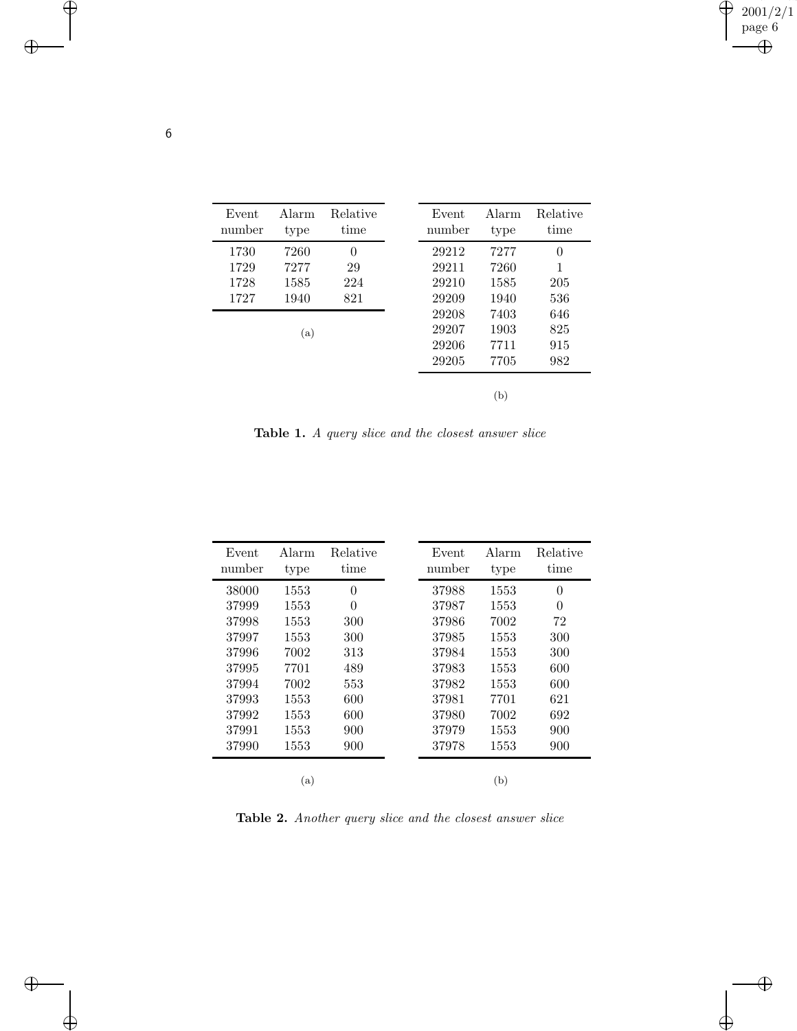| Event number | Alarm type | Relative time |
|---|---|---|
| 1730 | 7260 | 0 |
| 1729 | 7277 | 29 |
| 1728 | 1585 | 224 |
| 1727 | 1940 | 821 |

(a)

| Event number | Alarm type | Relative time |
|---|---|---|
| 29212 | 7277 | 0 |
| 29211 | 7260 | 1 |
| 29210 | 1585 | 205 |
| 29209 | 1940 | 536 |
| 29208 | 7403 | 646 |
| 29207 | 1903 | 825 |
| 29206 | 7711 | 915 |
| 29205 | 7705 | 982 |

(b)

**Table 1.** *A query slice and the closest answer slice*

| Event number | Alarm type | Relative time |
|---|---|---|
| 38000 | 1553 | 0 |
| 37999 | 1553 | 0 |
| 37998 | 1553 | 300 |
| 37997 | 1553 | 300 |
| 37996 | 7002 | 313 |
| 37995 | 7701 | 489 |
| 37994 | 7002 | 553 |
| 37993 | 1553 | 600 |
| 37992 | 1553 | 600 |
| 37991 | 1553 | 900 |
| 37990 | 1553 | 900 |

(a)

| Event number | Alarm type | Relative time |
|---|---|---|
| 37988 | 1553 | 0 |
| 37987 | 1553 | 0 |
| 37986 | 7002 | 72 |
| 37985 | 1553 | 300 |
| 37984 | 1553 | 300 |
| 37983 | 1553 | 600 |
| 37982 | 1553 | 600 |
| 37981 | 7701 | 621 |
| 37980 | 7002 | 692 |
| 37979 | 1553 | 900 |
| 37978 | 1553 | 900 |

(b)

**Table 2.** *Another query slice and the closest answer slice*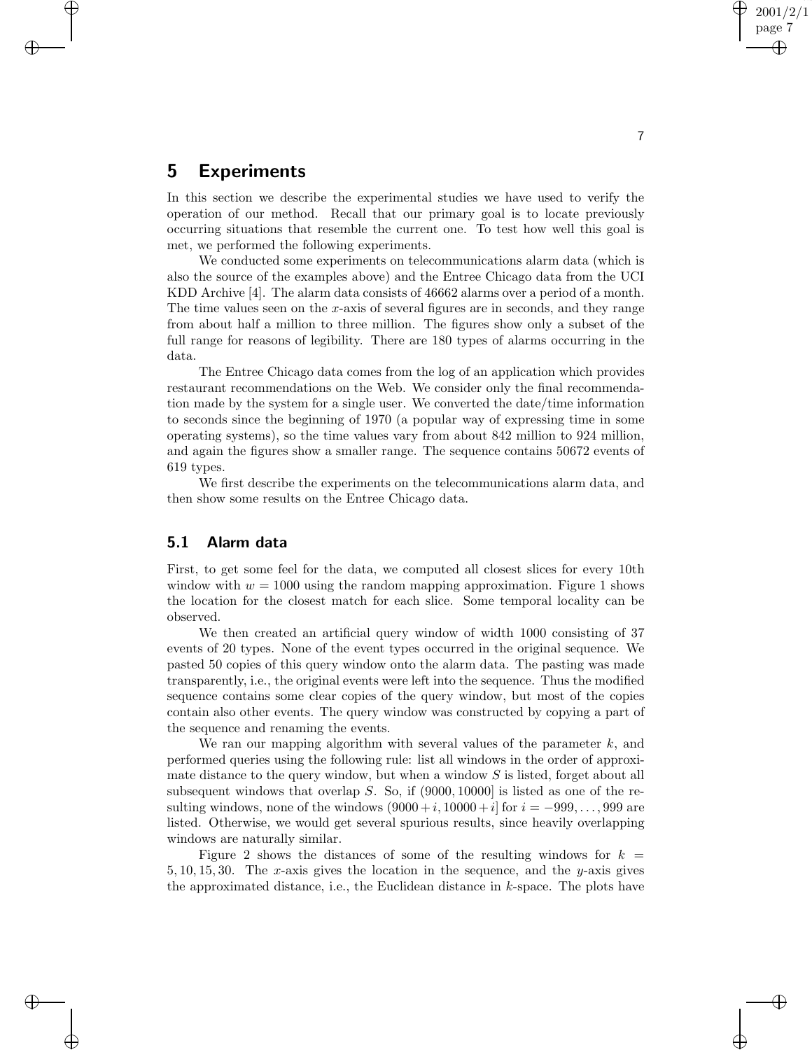## 5 Experiments

In this section we describe the experimental studies we have used to verify the operation of our method. Recall that our primary goal is to locate previously occurring situations that resemble the current one. To test how well this goal is met, we performed the following experiments.

We conducted some experiments on telecommunications alarm data (which is also the source of the examples above) and the Entree Chicago data from the UCI KDD Archive [4]. The alarm data consists of 46662 alarms over a period of a month. The time values seen on the $x$-axis of several figures are in seconds, and they range from about half a million to three million. The figures show only a subset of the full range for reasons of legibility. There are 180 types of alarms occurring in the data.

The Entree Chicago data comes from the log of an application which provides restaurant recommendations on the Web. We consider only the final recommendation made by the system for a single user. We converted the date/time information to seconds since the beginning of 1970 (a popular way of expressing time in some operating systems), so the time values vary from about 842 million to 924 million, and again the figures show a smaller range. The sequence contains 50672 events of 619 types.

We first describe the experiments on the telecommunications alarm data, and then show some results on the Entree Chicago data.

### 5.1 Alarm data

First, to get some feel for the data, we computed all closest slices for every 10th window with $w = 1000$ using the random mapping approximation. Figure 1 shows the location for the closest match for each slice. Some temporal locality can be observed.

We then created an artificial query window of width 1000 consisting of 37 events of 20 types. None of the event types occurred in the original sequence. We pasted 50 copies of this query window onto the alarm data. The pasting was made transparently, i.e., the original events were left into the sequence. Thus the modified sequence contains some clear copies of the query window, but most of the copies contain also other events. The query window was constructed by copying a part of the sequence and renaming the events.

We ran our mapping algorithm with several values of the parameter $k$, and performed queries using the following rule: list all windows in the order of approximate distance to the query window, but when a window $S$ is listed, forget about all subsequent windows that overlap $S$. So, if $(9000, 10000]$ is listed as one of the resulting windows, none of the windows $(9000 + i, 10000 + i]$ for $i = -999, \ldots, 999$ are listed. Otherwise, we would get several spurious results, since heavily overlapping windows are naturally similar.

Figure 2 shows the distances of some of the resulting windows for $k = 5, 10, 15, 30$. The $x$-axis gives the location in the sequence, and the $y$-axis gives the approximated distance, i.e., the Euclidean distance in $k$-space. The plots have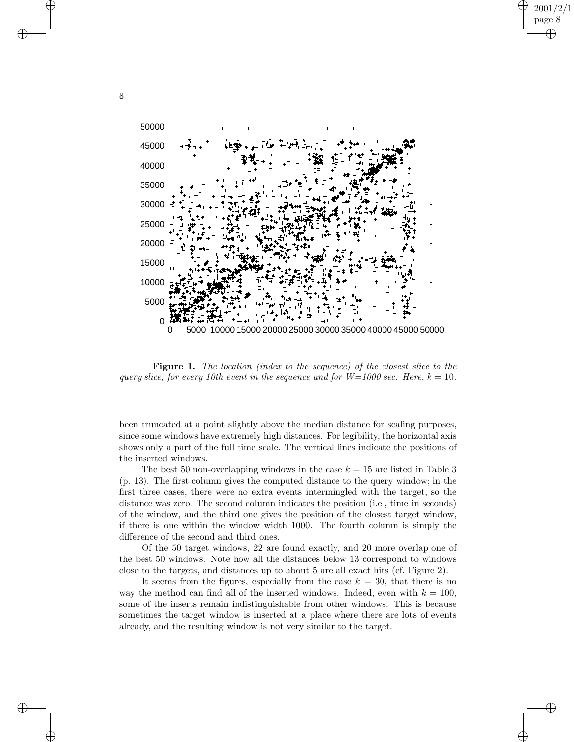**Figure 1.** *The location (index to the sequence) of the closest slice to the query slice, for every 10th event in the sequence and for W=1000 sec. Here, $k = 10$.*

been truncated at a point slightly above the median distance for scaling purposes, since some windows have extremely high distances. For legibility, the horizontal axis shows only a part of the full time scale. The vertical lines indicate the positions of the inserted windows.

The best 50 non-overlapping windows in the case $k = 15$ are listed in Table 3 (p. 13). The first column gives the computed distance to the query window; in the first three cases, there were no extra events intermingled with the target, so the distance was zero. The second column indicates the position (i.e., time in seconds) of the window, and the third one gives the position of the closest target window, if there is one within the window width 1000. The fourth column is simply the difference of the second and third ones.

Of the 50 target windows, 22 are found exactly, and 20 more overlap one of the best 50 windows. Note how all the distances below 13 correspond to windows close to the targets, and distances up to about 5 are all exact hits (cf. Figure 2).

It seems from the figures, especially from the case $k = 30$, that there is no way the method can find all of the inserted windows. Indeed, even with $k = 100$, some of the inserts remain indistinguishable from other windows. This is because sometimes the target window is inserted at a place where there are lots of events already, and the resulting window is not very similar to the target.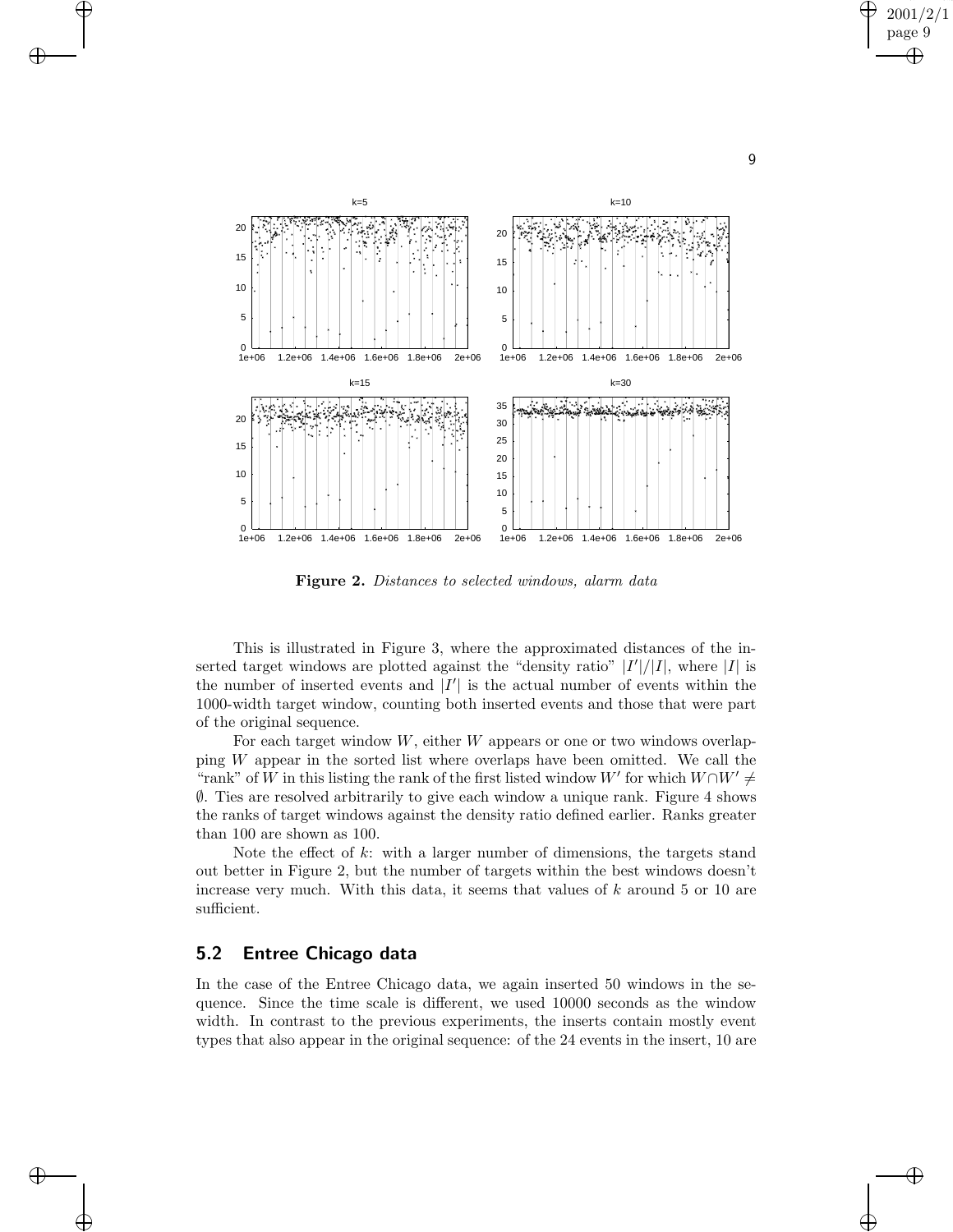**Figure 2.** *Distances to selected windows, alarm data*

This is illustrated in Figure 3, where the approximated distances of the inserted target windows are plotted against the "density ratio" $|I'|/|I|$, where $|I|$ is the number of inserted events and $|I'|$ is the actual number of events within the 1000-width target window, counting both inserted events and those that were part of the original sequence.

For each target window $W$, either $W$ appears or one or two windows overlapping $W$ appear in the sorted list where overlaps have been omitted. We call the "rank" of $W$ in this listing the rank of the first listed window $W'$ for which $W \cap W' \neq \emptyset$. Ties are resolved arbitrarily to give each window a unique rank. Figure 4 shows the ranks of target windows against the density ratio defined earlier. Ranks greater than 100 are shown as 100.

Note the effect of $k$: with a larger number of dimensions, the targets stand out better in Figure 2, but the number of targets within the best windows doesn't increase very much. With this data, it seems that values of $k$ around 5 or 10 are sufficient.

## 5.2 Entree Chicago data

In the case of the Entree Chicago data, we again inserted 50 windows in the sequence. Since the time scale is different, we used 10000 seconds as the window width. In contrast to the previous experiments, the inserts contain mostly event types that also appear in the original sequence: of the 24 events in the insert, 10 are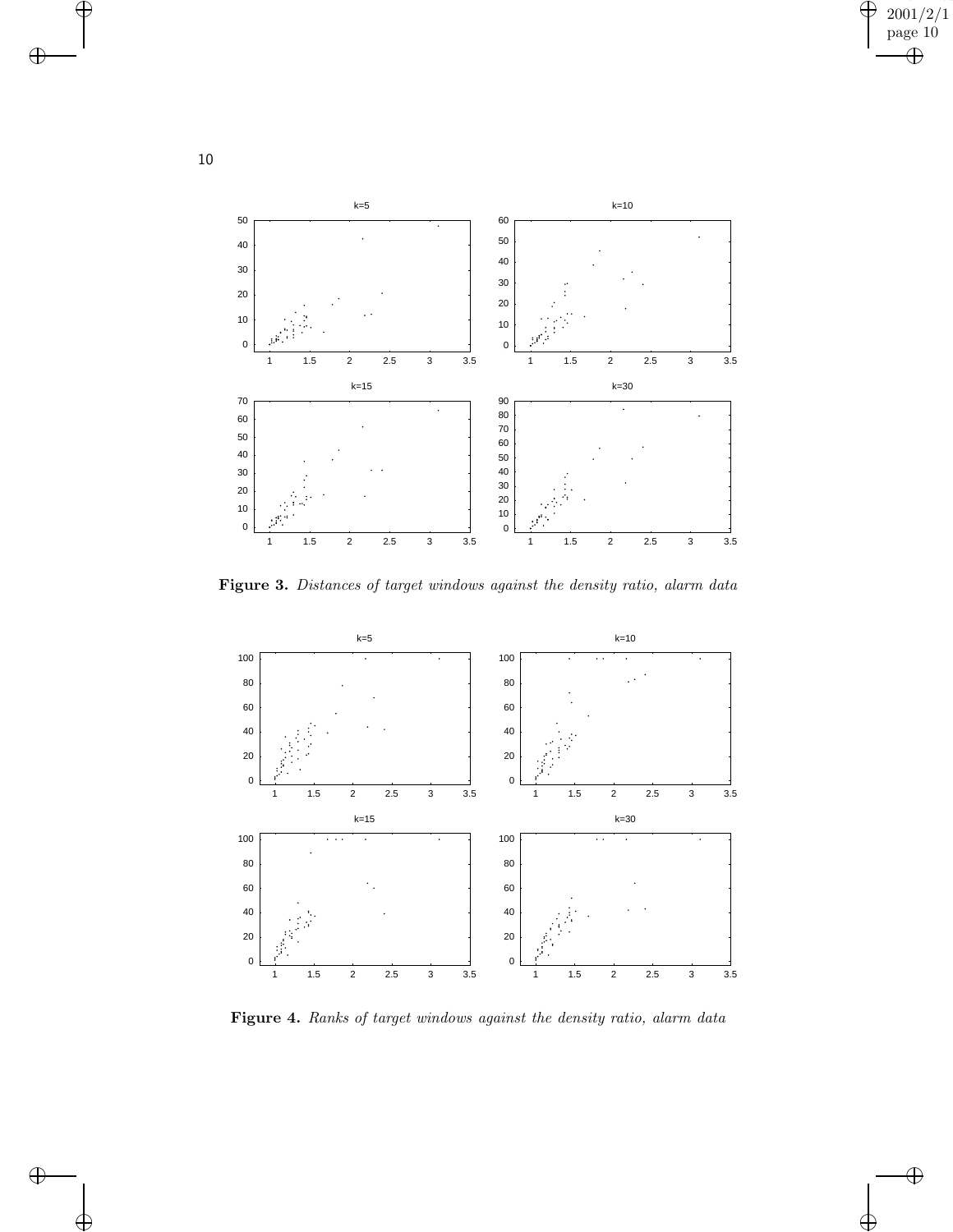**Figure 3.** *Distances of target windows against the density ratio, alarm data*

**Figure 4.** *Ranks of target windows against the density ratio, alarm data*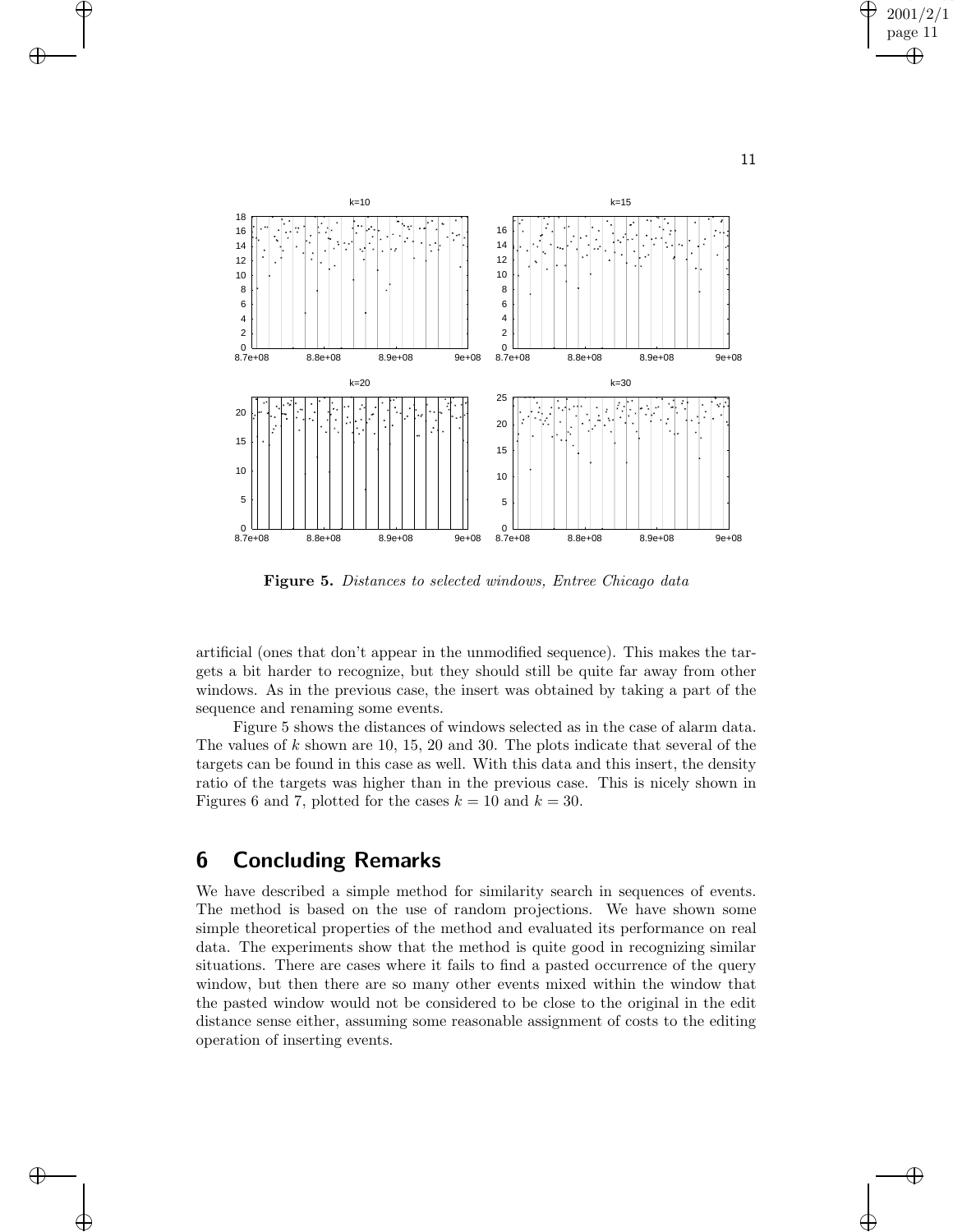**Figure 5.** *Distances to selected windows, Entree Chicago data*

artificial (ones that don't appear in the unmodified sequence). This makes the targets a bit harder to recognize, but they should still be quite far away from other windows. As in the previous case, the insert was obtained by taking a part of the sequence and renaming some events.

Figure 5 shows the distances of windows selected as in the case of alarm data. The values of $k$ shown are 10, 15, 20 and 30. The plots indicate that several of the targets can be found in this case as well. With this data and this insert, the density ratio of the targets was higher than in the previous case. This is nicely shown in Figures 6 and 7, plotted for the cases $k = 10$ and $k = 30$.

## 6 Concluding Remarks

We have described a simple method for similarity search in sequences of events. The method is based on the use of random projections. We have shown some simple theoretical properties of the method and evaluated its performance on real data. The experiments show that the method is quite good in recognizing similar situations. There are cases where it fails to find a pasted occurrence of the query window, but then there are so many other events mixed within the window that the pasted window would not be considered to be close to the original in the edit distance sense either, assuming some reasonable assignment of costs to the editing operation of inserting events.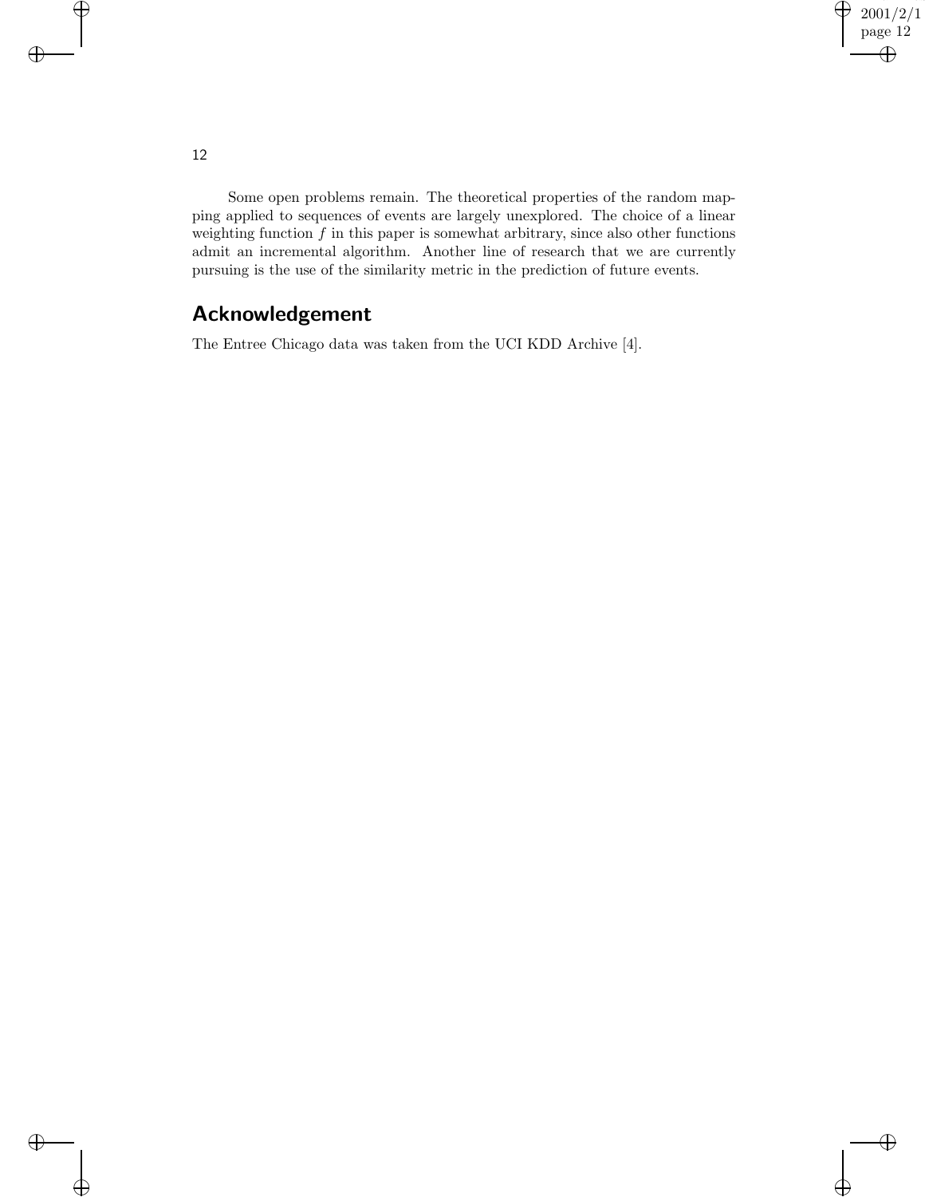Some open problems remain. The theoretical properties of the random mapping applied to sequences of events are largely unexplored. The choice of a linear weighting function $f$ in this paper is somewhat arbitrary, since also other functions admit an incremental algorithm. Another line of research that we are currently pursuing is the use of the similarity metric in the prediction of future events.

## Acknowledgement

The Entree Chicago data was taken from the UCI KDD Archive [4].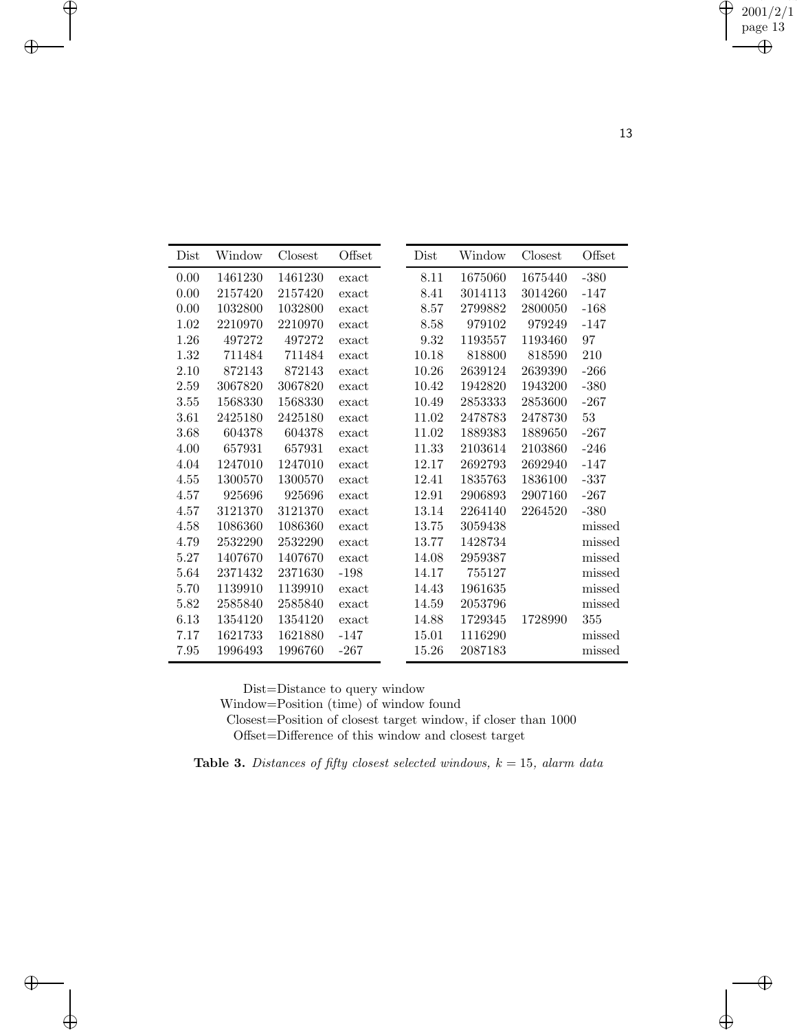| Dist | Window | Closest | Offset | Dist | Window | Closest | Offset |
|---|---|---|---|---|---|---|---|
| 0.00 | 1461230 | 1461230 | exact | 8.11 | 1675060 | 1675440 | -380 |
| 0.00 | 2157420 | 2157420 | exact | 8.41 | 3014113 | 3014260 | -147 |
| 0.00 | 1032800 | 1032800 | exact | 8.57 | 2799882 | 2800050 | -168 |
| 1.02 | 2210970 | 2210970 | exact | 8.58 | 979102 | 979249 | -147 |
| 1.26 | 497272 | 497272 | exact | 9.32 | 1193557 | 1193460 | 97 |
| 1.32 | 711484 | 711484 | exact | 10.18 | 818800 | 818590 | 210 |
| 2.10 | 872143 | 872143 | exact | 10.26 | 2639124 | 2639390 | -266 |
| 2.59 | 3067820 | 3067820 | exact | 10.42 | 1942820 | 1943200 | -380 |
| 3.55 | 1568330 | 1568330 | exact | 10.49 | 2853333 | 2853600 | -267 |
| 3.61 | 2425180 | 2425180 | exact | 11.02 | 2478783 | 2478730 | 53 |
| 3.68 | 604378 | 604378 | exact | 11.02 | 1889383 | 1889650 | -267 |
| 4.00 | 657931 | 657931 | exact | 11.33 | 2103614 | 2103860 | -246 |
| 4.04 | 1247010 | 1247010 | exact | 12.17 | 2692793 | 2692940 | -147 |
| 4.55 | 1300570 | 1300570 | exact | 12.41 | 1835763 | 1836100 | -337 |
| 4.57 | 925696 | 925696 | exact | 12.91 | 2906893 | 2907160 | -267 |
| 4.57 | 3121370 | 3121370 | exact | 13.14 | 2264140 | 2264520 | -380 |
| 4.58 | 1086360 | 1086360 | exact | 13.75 | 3059438 | | missed |
| 4.79 | 2532290 | 2532290 | exact | 13.77 | 1428734 | | missed |
| 5.27 | 1407670 | 1407670 | exact | 14.08 | 2959387 | | missed |
| 5.64 | 2371432 | 2371630 | -198 | 14.17 | 755127 | | missed |
| 5.70 | 1139910 | 1139910 | exact | 14.43 | 1961635 | | missed |
| 5.82 | 2585840 | 2585840 | exact | 14.59 | 2053796 | | missed |
| 6.13 | 1354120 | 1354120 | exact | 14.88 | 1729345 | 1728990 | 355 |
| 7.17 | 1621733 | 1621880 | -147 | 15.01 | 1116290 | | missed |
| 7.95 | 1996493 | 1996760 | -267 | 15.26 | 2087183 | | missed |

Dist=Distance to query window
Window=Position (time) of window found
Closest=Position of closest target window, if closer than 1000
Offset=Difference of this window and closest target

**Table 3.** *Distances of fifty closest selected windows, $k = 15$, alarm data*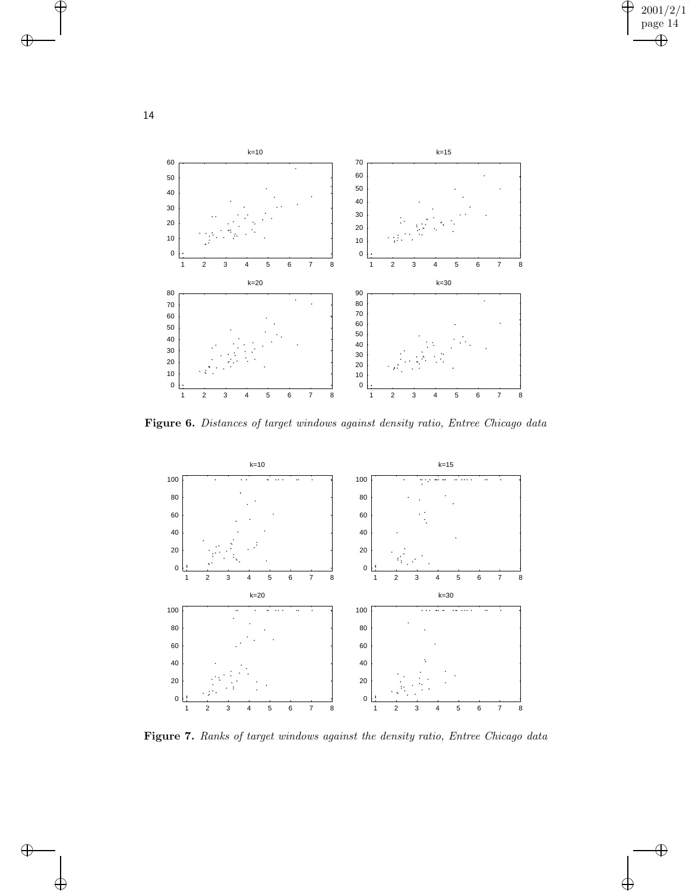**Figure 6.** *Distances of target windows against density ratio, Entree Chicago data*

**Figure 7.** *Ranks of target windows against the density ratio, Entree Chicago data*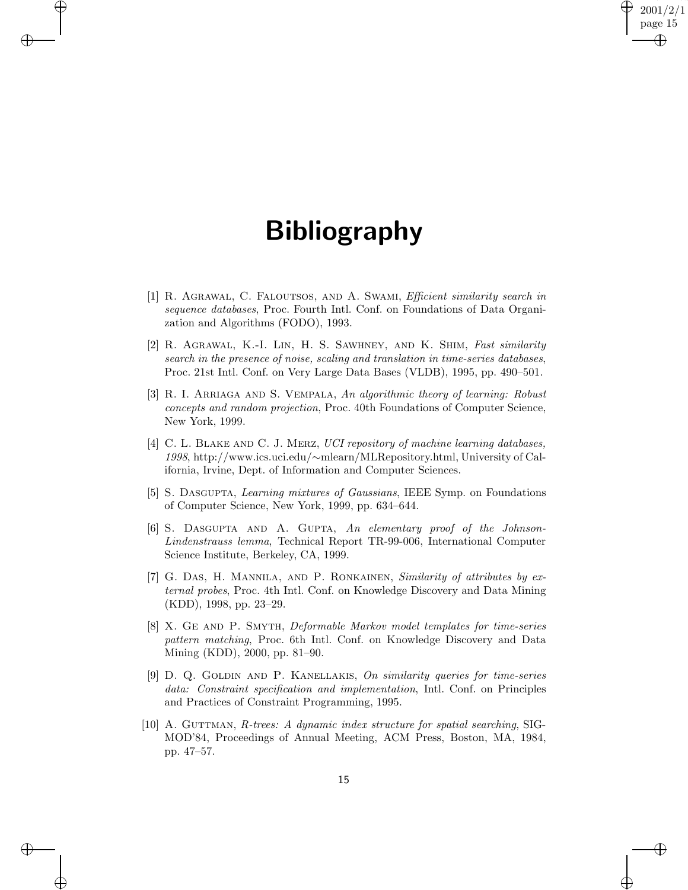# Bibliography

[1] R. Agrawal, C. Faloutsos, and A. Swami, *Efficient similarity search in sequence databases*, Proc. Fourth Intl. Conf. on Foundations of Data Organization and Algorithms (FODO), 1993.

[2] R. Agrawal, K.-I. Lin, H. S. Sawhney, and K. Shim, *Fast similarity search in the presence of noise, scaling and translation in time-series databases*, Proc. 21st Intl. Conf. on Very Large Data Bases (VLDB), 1995, pp. 490–501.

[3] R. I. Arriaga and S. Vempala, *An algorithmic theory of learning: Robust concepts and random projection*, Proc. 40th Foundations of Computer Science, New York, 1999.

[4] C. L. Blake and C. J. Merz, *UCI repository of machine learning databases, 1998*, http://www.ics.uci.edu/∼mlearn/MLRepository.html, University of California, Irvine, Dept. of Information and Computer Sciences.

[5] S. Dasgupta, *Learning mixtures of Gaussians*, IEEE Symp. on Foundations of Computer Science, New York, 1999, pp. 634–644.

[6] S. Dasgupta and A. Gupta, *An elementary proof of the Johnson-Lindenstrauss lemma*, Technical Report TR-99-006, International Computer Science Institute, Berkeley, CA, 1999.

[7] G. Das, H. Mannila, and P. Ronkainen, *Similarity of attributes by external probes*, Proc. 4th Intl. Conf. on Knowledge Discovery and Data Mining (KDD), 1998, pp. 23–29.

[8] X. Ge and P. Smyth, *Deformable Markov model templates for time-series pattern matching*, Proc. 6th Intl. Conf. on Knowledge Discovery and Data Mining (KDD), 2000, pp. 81–90.

[9] D. Q. Goldin and P. Kanellakis, *On similarity queries for time-series data: Constraint specification and implementation*, Intl. Conf. on Principles and Practices of Constraint Programming, 1995.

[10] A. Guttman, *R-trees: A dynamic index structure for spatial searching*, SIGMOD'84, Proceedings of Annual Meeting, ACM Press, Boston, MA, 1984, pp. 47–57.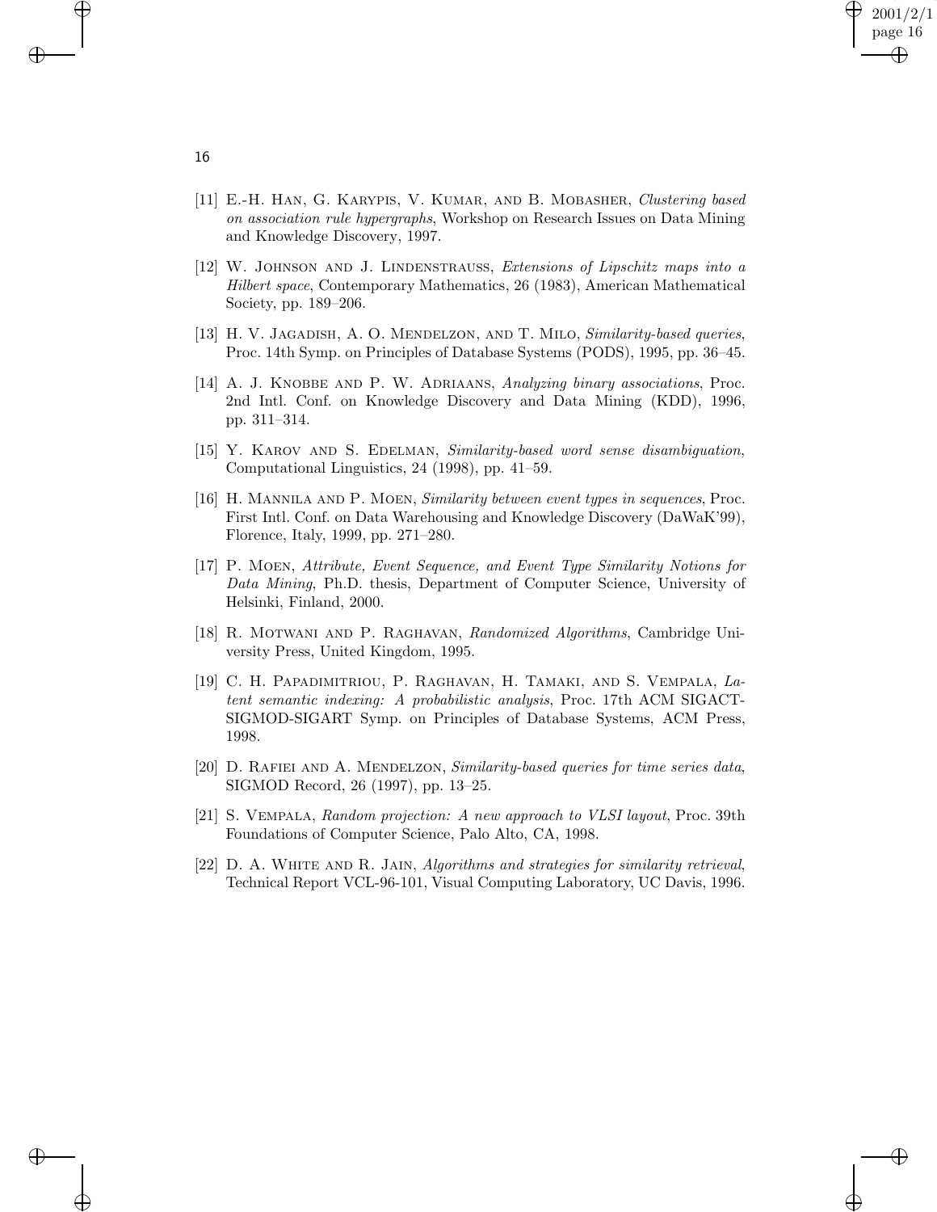[11] E.-H. Han, G. Karypis, V. Kumar, and B. Mobasher, *Clustering based on association rule hypergraphs*, Workshop on Research Issues on Data Mining and Knowledge Discovery, 1997.

[12] W. Johnson and J. Lindenstrauss, *Extensions of Lipschitz maps into a Hilbert space*, Contemporary Mathematics, 26 (1983), American Mathematical Society, pp. 189–206.

[13] H. V. Jagadish, A. O. Mendelzon, and T. Milo, *Similarity-based queries*, Proc. 14th Symp. on Principles of Database Systems (PODS), 1995, pp. 36–45.

[14] A. J. Knobbe and P. W. Adriaans, *Analyzing binary associations*, Proc. 2nd Intl. Conf. on Knowledge Discovery and Data Mining (KDD), 1996, pp. 311–314.

[15] Y. Karov and S. Edelman, *Similarity-based word sense disambiguation*, Computational Linguistics, 24 (1998), pp. 41–59.

[16] H. Mannila and P. Moen, *Similarity between event types in sequences*, Proc. First Intl. Conf. on Data Warehousing and Knowledge Discovery (DaWaK'99), Florence, Italy, 1999, pp. 271–280.

[17] P. Moen, *Attribute, Event Sequence, and Event Type Similarity Notions for Data Mining*, Ph.D. thesis, Department of Computer Science, University of Helsinki, Finland, 2000.

[18] R. Motwani and P. Raghavan, *Randomized Algorithms*, Cambridge University Press, United Kingdom, 1995.

[19] C. H. Papadimitriou, P. Raghavan, H. Tamaki, and S. Vempala, *Latent semantic indexing: A probabilistic analysis*, Proc. 17th ACM SIGACT-SIGMOD-SIGART Symp. on Principles of Database Systems, ACM Press, 1998.

[20] D. Rafiei and A. Mendelzon, *Similarity-based queries for time series data*, SIGMOD Record, 26 (1997), pp. 13–25.

[21] S. Vempala, *Random projection: A new approach to VLSI layout*, Proc. 39th Foundations of Computer Science, Palo Alto, CA, 1998.

[22] D. A. White and R. Jain, *Algorithms and strategies for similarity retrieval*, Technical Report VCL-96-101, Visual Computing Laboratory, UC Davis, 1996.